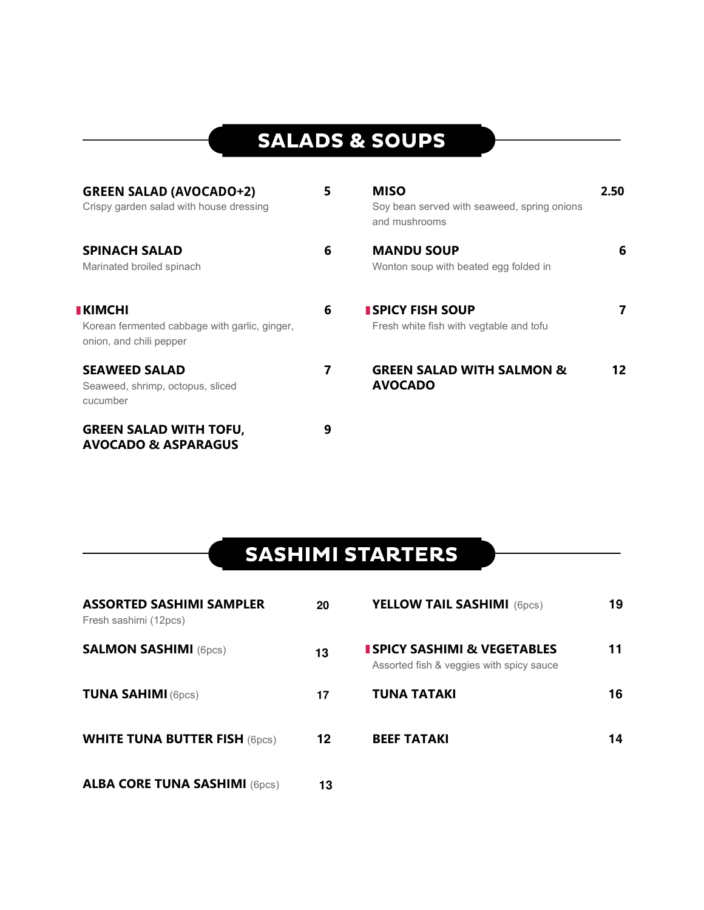## SALADS & SOUPS

**GREEN SALAD (AVOCADO+2)** — 5
Crispy garden salad with house dressing

**SPINACH SALAD** — 6
Marinated broiled spinach

**KIMCHI** — 6
Korean fermented cabbage with garlic, ginger, onion, and chili pepper

**SEAWEED SALAD** — 7
Seaweed, shrimp, octopus, sliced cucumber

**GREEN SALAD WITH TOFU, AVOCADO & ASPARAGUS** — 9

**MISO** — 2.50
Soy bean served with seaweed, spring onions and mushrooms

**MANDU SOUP** — 6
Wonton soup with beated egg folded in

**SPICY FISH SOUP** — 7
Fresh white fish with vegtable and tofu

**GREEN SALAD WITH SALMON & AVOCADO** — 12

## SASHIMI STARTERS

**ASSORTED SASHIMI SAMPLER** — 20
Fresh sashimi (12pcs)

**SALMON SASHIMI** (6pcs) — 13

**TUNA SAHIMI** (6pcs) — 17

**WHITE TUNA BUTTER FISH** (6pcs) — 12

**ALBA CORE TUNA SASHIMI** (6pcs) — 13

**YELLOW TAIL SASHIMI** (6pcs) — 19

**SPICY SASHIMI & VEGETABLES** — 11
Assorted fish & veggies with spicy sauce

**TUNA TATAKI** — 16

**BEEF TATAKI** — 14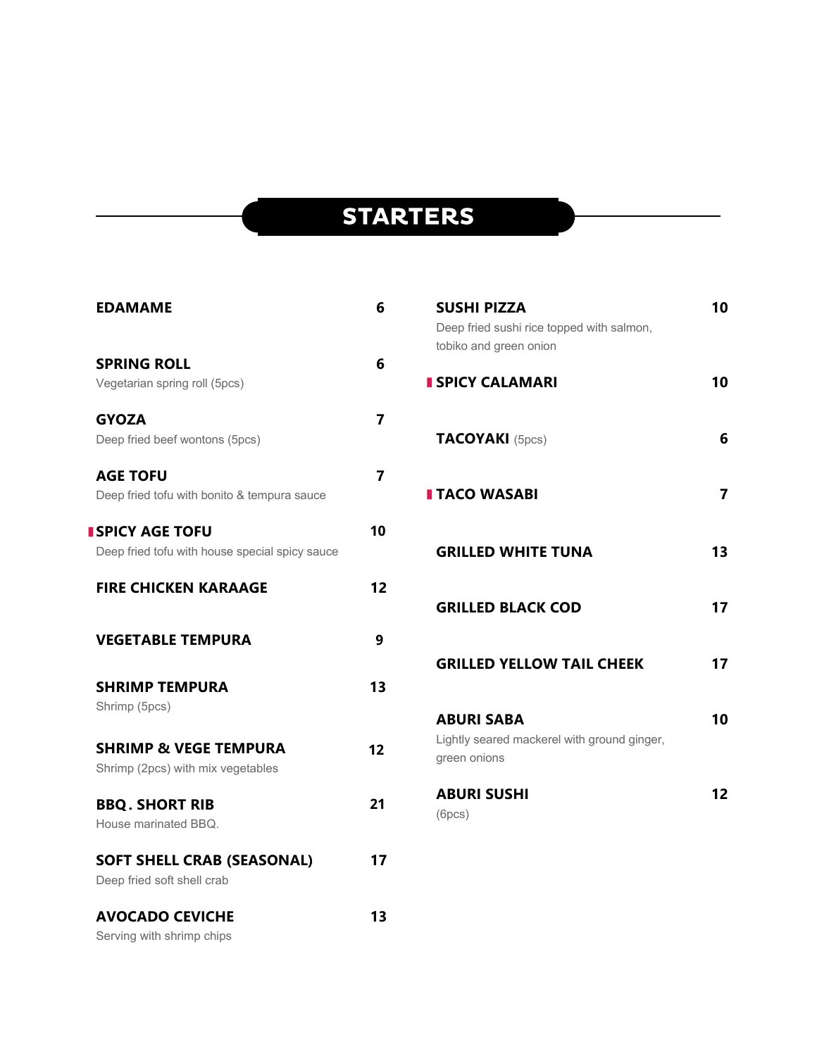# STARTERS

**EDAMAME** 6

**SPRING ROLL** 6
Vegetarian spring roll (5pcs)

**GYOZA** 7
Deep fried beef wontons (5pcs)

**AGE TOFU** 7
Deep fried tofu with bonito & tempura sauce

**SPICY AGE TOFU** 10
Deep fried tofu with house special spicy sauce

**FIRE CHICKEN KARAAGE** 12

**VEGETABLE TEMPURA** 9

**SHRIMP TEMPURA** 13
Shrimp (5pcs)

**SHRIMP & VEGE TEMPURA** 12
Shrimp (2pcs) with mix vegetables

**BBQ. SHORT RIB** 21
House marinated BBQ.

**SOFT SHELL CRAB (SEASONAL)** 17
Deep fried soft shell crab

**AVOCADO CEVICHE** 13
Serving with shrimp chips

**SUSHI PIZZA** 10
Deep fried sushi rice topped with salmon, tobiko and green onion

**SPICY CALAMARI** 10

**TACOYAKI** (5pcs) 6

**TACO WASABI** 7

**GRILLED WHITE TUNA** 13

**GRILLED BLACK COD** 17

**GRILLED YELLOW TAIL CHEEK** 17

**ABURI SABA** 10
Lightly seared mackerel with ground ginger, green onions

**ABURI SUSHI** 12
(6pcs)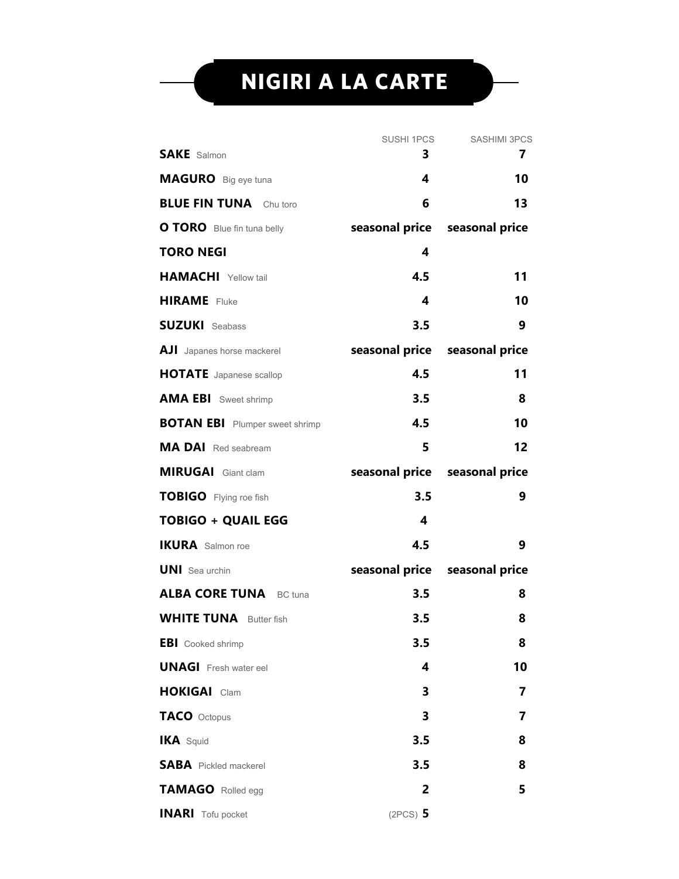# NIGIRI A LA CARTE

| | SUSHI 1PCS | SASHIMI 3PCS |
|---|---|---|
| **SAKE** Salmon | **3** | **7** |
| **MAGURO** Big eye tuna | **4** | **10** |
| **BLUE FIN TUNA** Chu toro | **6** | **13** |
| **O TORO** Blue fin tuna belly | **seasonal price** | **seasonal price** |
| **TORO NEGI** | **4** | |
| **HAMACHI** Yellow tail | **4.5** | **11** |
| **HIRAME** Fluke | **4** | **10** |
| **SUZUKI** Seabass | **3.5** | **9** |
| **AJI** Japanes horse mackerel | **seasonal price** | **seasonal price** |
| **HOTATE** Japanese scallop | **4.5** | **11** |
| **AMA EBI** Sweet shrimp | **3.5** | **8** |
| **BOTAN EBI** Plumper sweet shrimp | **4.5** | **10** |
| **MA DAI** Red seabream | **5** | **12** |
| **MIRUGAI** Giant clam | **seasonal price** | **seasonal price** |
| **TOBIGO** Flying roe fish | **3.5** | **9** |
| **TOBIGO + QUAIL EGG** | **4** | |
| **IKURA** Salmon roe | **4.5** | **9** |
| **UNI** Sea urchin | **seasonal price** | **seasonal price** |
| **ALBA CORE TUNA** BC tuna | **3.5** | **8** |
| **WHITE TUNA** Butter fish | **3.5** | **8** |
| **EBI** Cooked shrimp | **3.5** | **8** |
| **UNAGI** Fresh water eel | **4** | **10** |
| **HOKIGAI** Clam | **3** | **7** |
| **TACO** Octopus | **3** | **7** |
| **IKA** Squid | **3.5** | **8** |
| **SABA** Pickled mackerel | **3.5** | **8** |
| **TAMAGO** Rolled egg | **2** | **5** |
| **INARI** Tofu pocket | (2PCS) **5** | |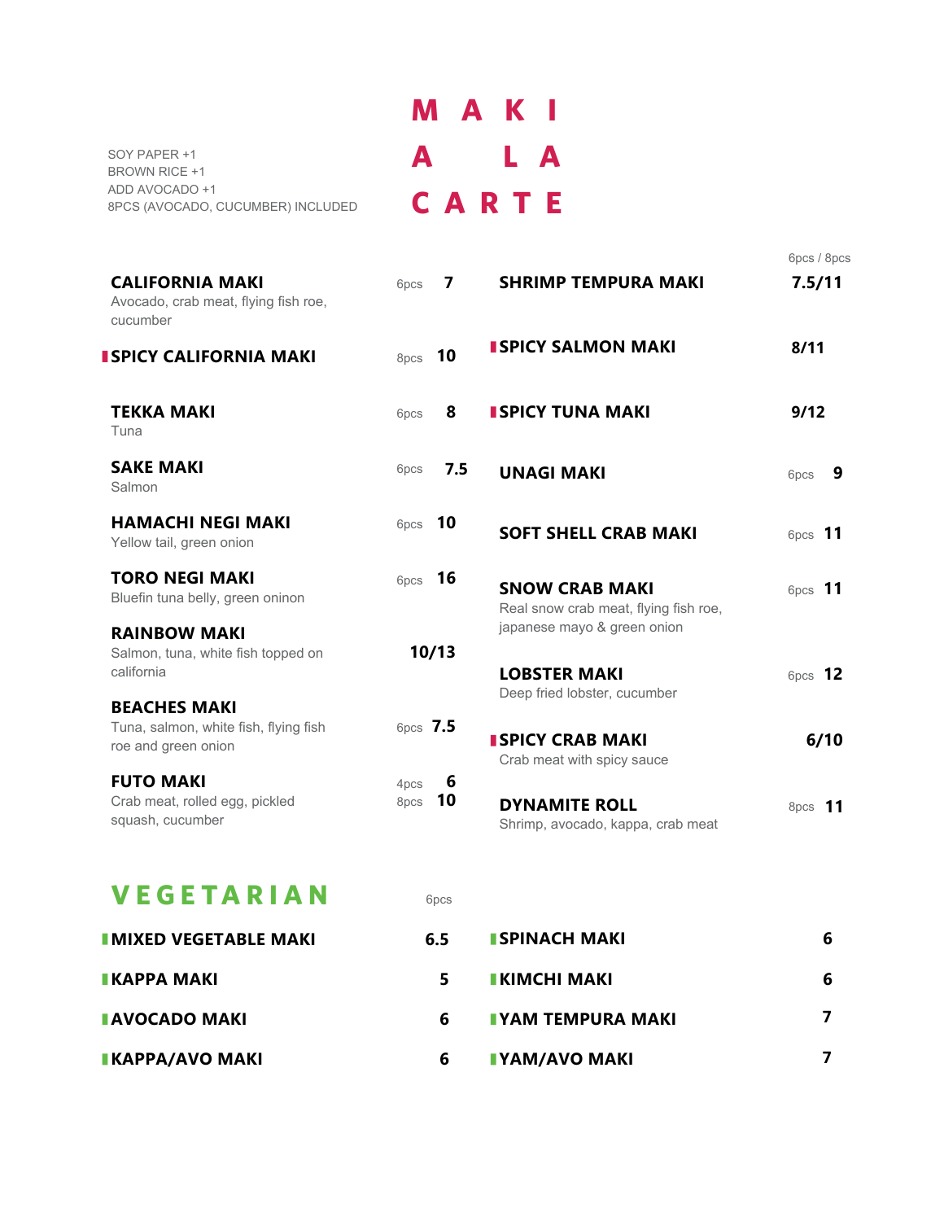# MAKI A LA CARTE

SOY PAPER +1
BROWN RICE +1
ADD AVOCADO +1
8PCS (AVOCADO, CUCUMBER) INCLUDED

**CALIFORNIA MAKI** — 6pcs **7**
Avocado, crab meat, flying fish roe, cucumber

**SPICY CALIFORNIA MAKI** — 8pcs **10**

**TEKKA MAKI** — 6pcs **8**
Tuna

**SAKE MAKI** — 6pcs **7.5**
Salmon

**HAMACHI NEGI MAKI** — 6pcs **10**
Yellow tail, green onion

**TORO NEGI MAKI** — 6pcs **16**
Bluefin tuna belly, green oninon

**RAINBOW MAKI** — **10/13**
Salmon, tuna, white fish topped on california

**BEACHES MAKI** — 6pcs **7.5**
Tuna, salmon, white fish, flying fish roe and green onion

**FUTO MAKI** — 4pcs **6** / 8pcs **10**
Crab meat, rolled egg, pickled squash, cucumber

6pcs / 8pcs

**SHRIMP TEMPURA MAKI** — **7.5/11**

**SPICY SALMON MAKI** — **8/11**

**SPICY TUNA MAKI** — **9/12**

**UNAGI MAKI** — 6pcs **9**

**SOFT SHELL CRAB MAKI** — 6pcs **11**

**SNOW CRAB MAKI** — 6pcs **11**
Real snow crab meat, flying fish roe, japanese mayo & green onion

**LOBSTER MAKI** — 6pcs **12**
Deep fried lobster, cucumber

**SPICY CRAB MAKI** — **6/10**
Crab meat with spicy sauce

**DYNAMITE ROLL** — 8pcs **11**
Shrimp, avocado, kappa, crab meat

## VEGETARIAN

6pcs

**MIXED VEGETABLE MAKI** — **6.5**

**KAPPA MAKI** — **5**

**AVOCADO MAKI** — **6**

**KAPPA/AVO MAKI** — **6**

**SPINACH MAKI** — **6**

**KIMCHI MAKI** — **6**

**YAM TEMPURA MAKI** — **7**

**YAM/AVO MAKI** — **7**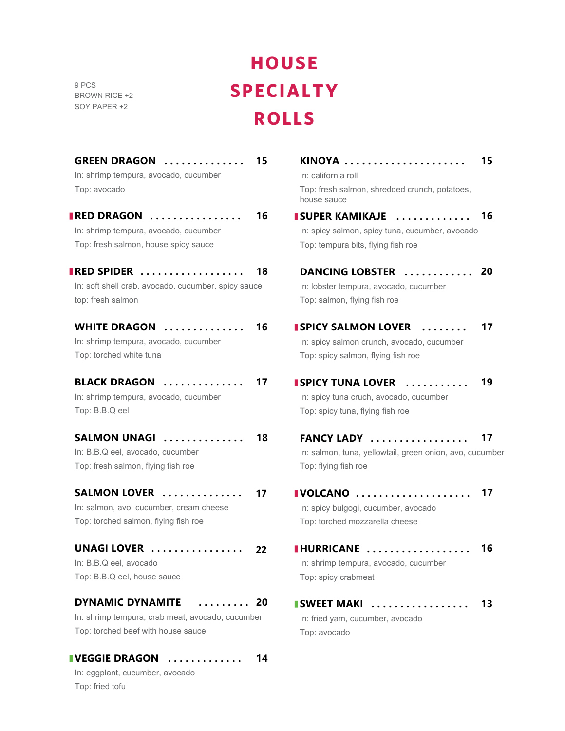# HOUSE SPECIALTY ROLLS

9 PCS
BROWN RICE +2
SOY PAPER +2

**GREEN DRAGON** . . . . . . . . . . . . . . **15**
In: shrimp tempura, avocado, cucumber
Top: avocado

**RED DRAGON** . . . . . . . . . . . . . . . . **16**
In: shrimp tempura, avocado, cucumber
Top: fresh salmon, house spicy sauce

**RED SPIDER** . . . . . . . . . . . . . . . . . . **18**
In: soft shell crab, avocado, cucumber, spicy sauce
top: fresh salmon

**WHITE DRAGON** . . . . . . . . . . . . . . **16**
In: shrimp tempura, avocado, cucumber
Top: torched white tuna

**BLACK DRAGON** . . . . . . . . . . . . . . **17**
In: shrimp tempura, avocado, cucumber
Top: B.B.Q eel

**SALMON UNAGI** . . . . . . . . . . . . . . **18**
In: B.B.Q eel, avocado, cucumber
Top: fresh salmon, flying fish roe

**SALMON LOVER** . . . . . . . . . . . . . . **17**
In: salmon, avo, cucumber, cream cheese
Top: torched salmon, flying fish roe

**UNAGI LOVER** . . . . . . . . . . . . . . . . **22**
In: B.B.Q eel, avocado
Top: B.B.Q eel, house sauce

**DYNAMIC DYNAMITE** . . . . . . . . . **20**
In: shrimp tempura, crab meat, avocado, cucumber
Top: torched beef with house sauce

**VEGGIE DRAGON** . . . . . . . . . . . . . **14**
In: eggplant, cucumber, avocado
Top: fried tofu

**KINOYA** . . . . . . . . . . . . . . . . . . . . . **15**
In: california roll
Top: fresh salmon, shredded crunch, potatoes, house sauce

**SUPER KAMIKAJE** . . . . . . . . . . . . . **16**
In: spicy salmon, spicy tuna, cucumber, avocado
Top: tempura bits, flying fish roe

**DANCING LOBSTER** . . . . . . . . . . . . **20**
In: lobster tempura, avocado, cucumber
Top: salmon, flying fish roe

**SPICY SALMON LOVER** . . . . . . . . **17**
In: spicy salmon crunch, avocado, cucumber
Top: spicy salmon, flying fish roe

**SPICY TUNA LOVER** . . . . . . . . . . . **19**
In: spicy tuna cruch, avocado, cucumber
Top: spicy tuna, flying fish roe

**FANCY LADY** . . . . . . . . . . . . . . . . . **17**
In: salmon, tuna, yellowtail, green onion, avo, cucumber
Top: flying fish roe

**VOLCANO** . . . . . . . . . . . . . . . . . . . . **17**
In: spicy bulgogi, cucumber, avocado
Top: torched mozzarella cheese

**HURRICANE** . . . . . . . . . . . . . . . . . . **16**
In: shrimp tempura, avocado, cucumber
Top: spicy crabmeat

**SWEET MAKI** . . . . . . . . . . . . . . . . . **13**
In: fried yam, cucumber, avocado
Top: avocado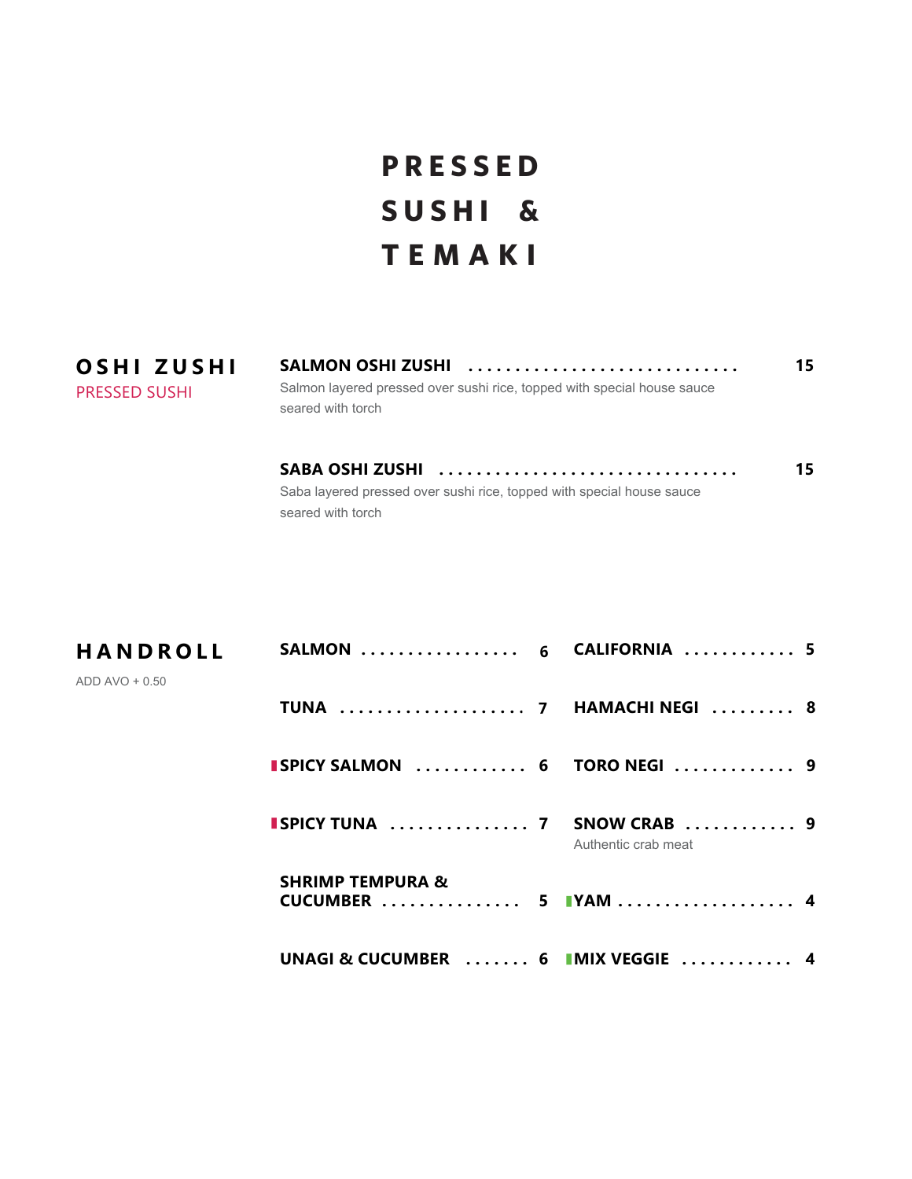# PRESSED SUSHI & TEMAKI

## OSHI ZUSHI

PRESSED SUSHI

**SALMON OSHI ZUSHI** .............................. **15**

Salmon layered pressed over sushi rice, topped with special house sauce seared with torch

**SABA OSHI ZUSHI** ................................ **15**

Saba layered pressed over sushi rice, topped with special house sauce seared with torch

## HANDROLL

ADD AVO + 0.50

**SALMON** ................. **6**

**TUNA** .................... **7**

**SPICY SALMON** ............ **6**

**SPICY TUNA** ............... **7**

**SHRIMP TEMPURA & CUCUMBER** ............... **5**

**UNAGI & CUCUMBER** ....... **6**

**CALIFORNIA** ............ **5**

**HAMACHI NEGI** ......... **8**

**TORO NEGI** ............. **9**

**SNOW CRAB** ............ **9**

Authentic crab meat

**YAM** ................... **4**

**MIX VEGGIE** ............ **4**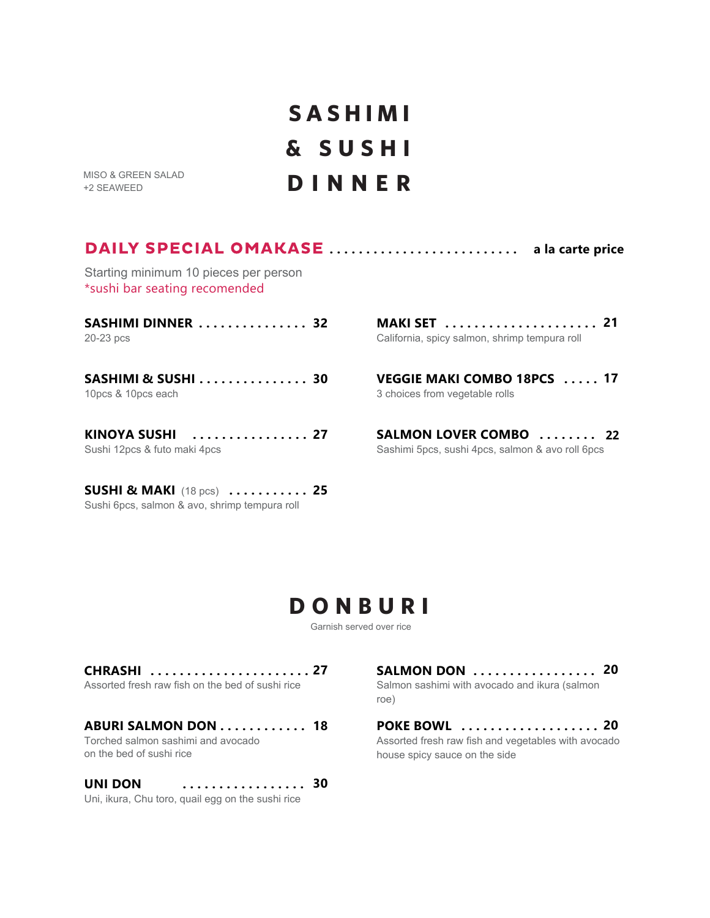# SASHIMI & SUSHI DINNER

MISO & GREEN SALAD
+2 SEAWEED

## DAILY SPECIAL OMAKASE .......................... a la carte price

Starting minimum 10 pieces per person
*sushi bar seating recomended

**SASHIMI DINNER ............... 32**
20-23 pcs

**SASHIMI & SUSHI ............... 30**
10pcs & 10pcs each

**KINOYA SUSHI ................ 27**
Sushi 12pcs & futo maki 4pcs

**SUSHI & MAKI** (18 pcs) **........... 25**
Sushi 6pcs, salmon & avo, shrimp tempura roll

**MAKI SET ..................... 21**
California, spicy salmon, shrimp tempura roll

**VEGGIE MAKI COMBO 18PCS ..... 17**
3 choices from vegetable rolls

**SALMON LOVER COMBO ........ 22**
Sashimi 5pcs, sushi 4pcs, salmon & avo roll 6pcs

# DONBURI

Garnish served over rice

**CHRASHI ...................... 27**
Assorted fresh raw fish on the bed of sushi rice

**ABURI SALMON DON ............ 18**
Torched salmon sashimi and avocado on the bed of sushi rice

**UNI DON ................. 30**
Uni, ikura, Chu toro, quail egg on the sushi rice

**SALMON DON ................. 20**
Salmon sashimi with avocado and ikura (salmon roe)

**POKE BOWL ................... 20**
Assorted fresh raw fish and vegetables with avocado house spicy sauce on the side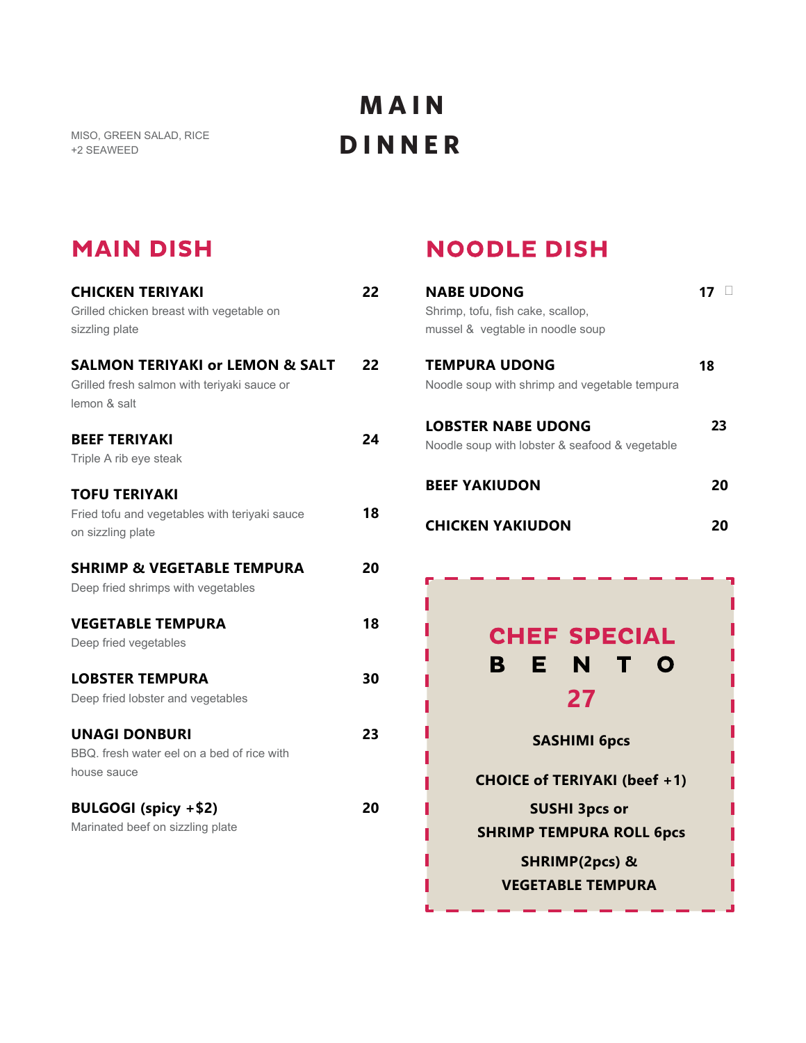MISO, GREEN SALAD, RICE
+2 SEAWEED

# MAIN DINNER

## MAIN DISH

**CHICKEN TERIYAKI** **22**
Grilled chicken breast with vegetable on sizzling plate

**SALMON TERIYAKI or LEMON & SALT** **22**
Grilled fresh salmon with teriyaki sauce or lemon & salt

**BEEF TERIYAKI** **24**
Triple A rib eye steak

**TOFU TERIYAKI** **18**
Fried tofu and vegetables with teriyaki sauce on sizzling plate

**SHRIMP & VEGETABLE TEMPURA** **20**
Deep fried shrimps with vegetables

**VEGETABLE TEMPURA** **18**
Deep fried vegetables

**LOBSTER TEMPURA** **30**
Deep fried lobster and vegetables

**UNAGI DONBURI** **23**
BBQ. fresh water eel on a bed of rice with house sauce

**BULGOGI (spicy +$2)** **20**
Marinated beef on sizzling plate

## NOODLE DISH

**NABE UDONG** **17**
Shrimp, tofu, fish cake, scallop, mussel & vegtable in noodle soup

**TEMPURA UDONG** **18**
Noodle soup with shrimp and vegetable tempura

**LOBSTER NABE UDONG** **23**
Noodle soup with lobster & seafood & vegetable

**BEEF YAKIUDON** **20**

**CHICKEN YAKIUDON** **20**

### CHEF SPECIAL BENTO

**27**

**SASHIMI 6pcs**

**CHOICE of TERIYAKI (beef +1)**

**SUSHI 3pcs or SHRIMP TEMPURA ROLL 6pcs**

**SHRIMP(2pcs) & VEGETABLE TEMPURA**